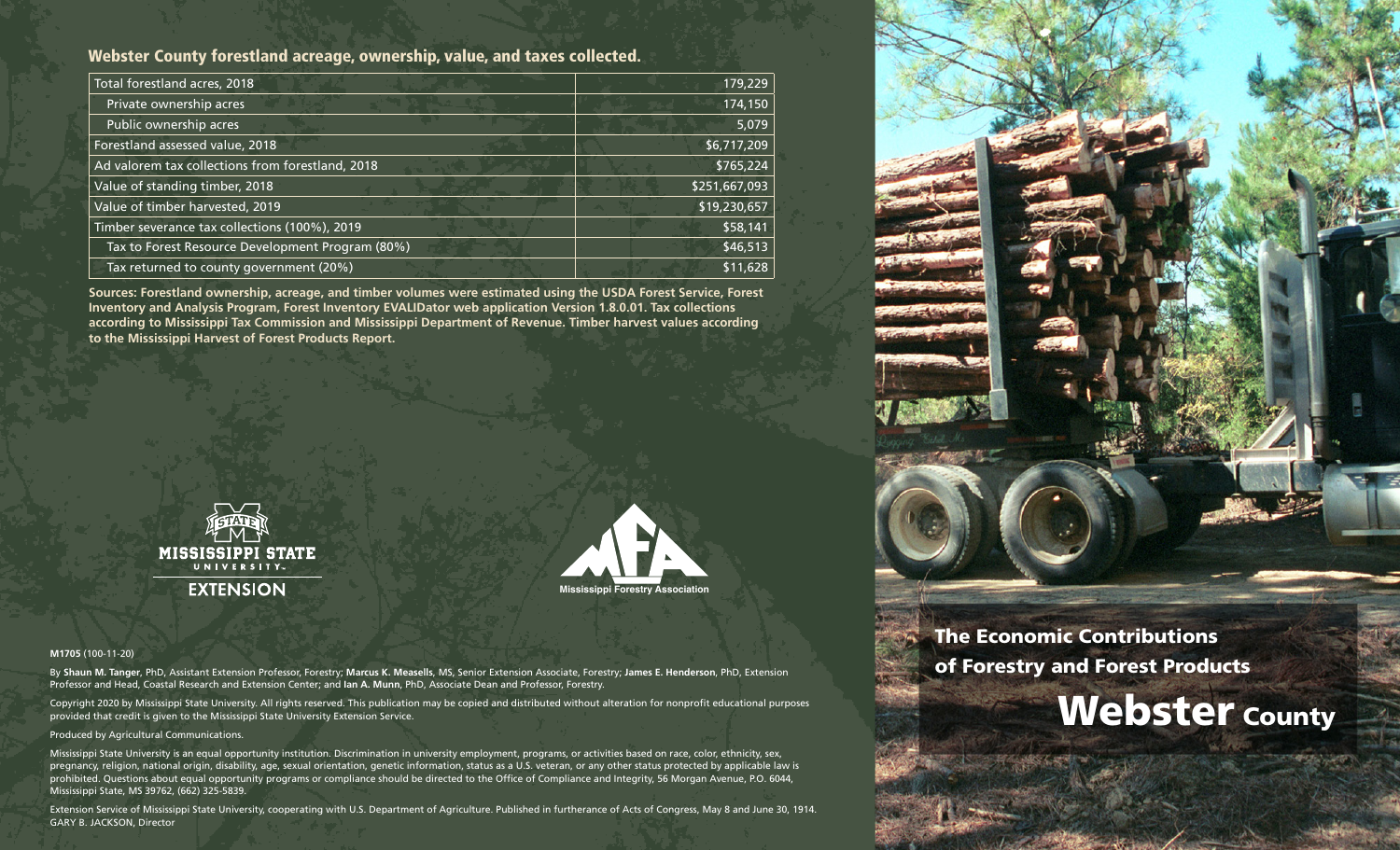## Webster County forestland acreage, ownership, value, and taxes collected.

| | |
|---|---|
| Total forestland acres, 2018 | 179,229 |
| Private ownership acres | 174,150 |
| Public ownership acres | 5,079 |
| Forestland assessed value, 2018 | $6,717,209 |
| Ad valorem tax collections from forestland, 2018 | $765,224 |
| Value of standing timber, 2018 | $251,667,093 |
| Value of timber harvested, 2019 | $19,230,657 |
| Timber severance tax collections (100%), 2019 | $58,141 |
| Tax to Forest Resource Development Program (80%) | $46,513 |
| Tax returned to county government (20%) | $11,628 |

**Sources: Forestland ownership, acreage, and timber volumes were estimated using the USDA Forest Service, Forest Inventory and Analysis Program, Forest Inventory EVALIDator web application Version 1.8.0.01. Tax collections according to Mississippi Tax Commission and Mississippi Department of Revenue. Timber harvest values according to the Mississippi Harvest of Forest Products Report.**

MISSISSIPPI STATE UNIVERSITY EXTENSION

Mississippi Forestry Association

**M1705** (100-11-20)

By **Shaun M. Tanger**, PhD, Assistant Extension Professor, Forestry; **Marcus K. Measells**, MS, Senior Extension Associate, Forestry; **James E. Henderson**, PhD, Extension Professor and Head, Coastal Research and Extension Center; and **Ian A. Munn**, PhD, Associate Dean and Professor, Forestry.

Copyright 2020 by Mississippi State University. All rights reserved. This publication may be copied and distributed without alteration for nonprofit educational purposes provided that credit is given to the Mississippi State University Extension Service.

Produced by Agricultural Communications.

Mississippi State University is an equal opportunity institution. Discrimination in university employment, programs, or activities based on race, color, ethnicity, sex, pregnancy, religion, national origin, disability, age, sexual orientation, genetic information, status as a U.S. veteran, or any other status protected by applicable law is prohibited. Questions about equal opportunity programs or compliance should be directed to the Office of Compliance and Integrity, 56 Morgan Avenue, P.O. 6044, Mississippi State, MS 39762, (662) 325-5839.

Extension Service of Mississippi State University, cooperating with U.S. Department of Agriculture. Published in furtherance of Acts of Congress, May 8 and June 30, 1914. GARY B. JACKSON, Director

# The Economic Contributions of Forestry and Forest Products

# Webster County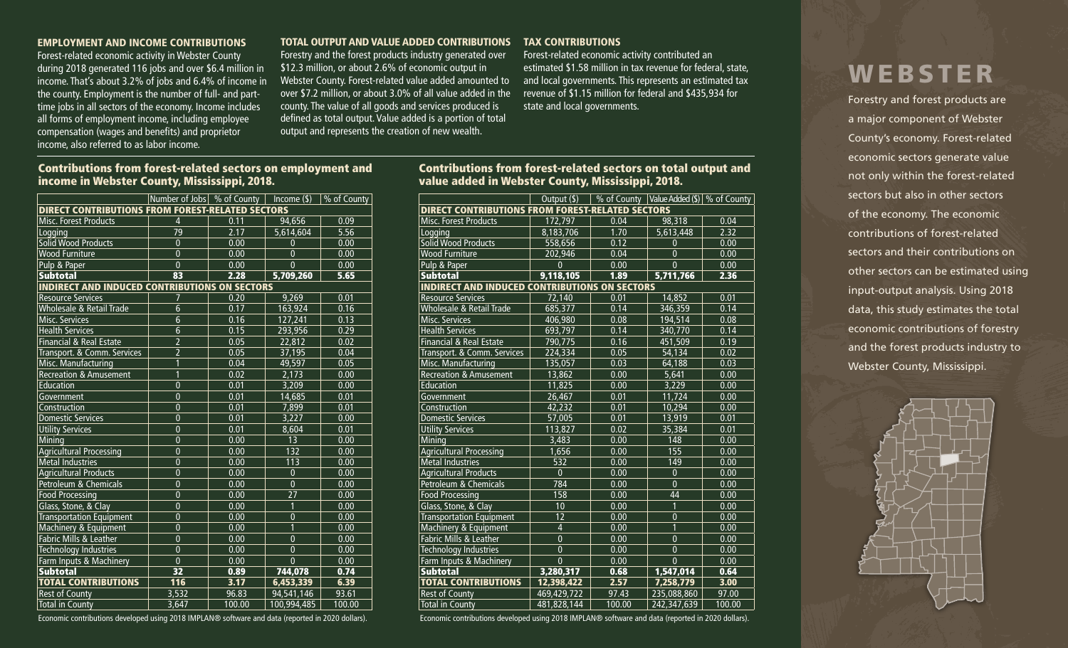# WEBSTER

Forestry and forest products are a major component of Webster County's economy. Forest-related economic sectors generate value not only within the forest-related sectors but also in other sectors of the economy. The economic contributions of forest-related sectors and their contributions on other sectors can be estimated using input-output analysis. Using 2018 data, this study estimates the total economic contributions of forestry and the forest products industry to Webster County, Mississippi.

### EMPLOYMENT AND INCOME CONTRIBUTIONS

Forest-related economic activity in Webster County during 2018 generated 116 jobs and over $6.4 million in income. That's about 3.2% of jobs and 6.4% of income in the county. Employment is the number of full- and part-time jobs in all sectors of the economy. Income includes all forms of employment income, including employee compensation (wages and benefits) and proprietor income, also referred to as labor income.

### TOTAL OUTPUT AND VALUE ADDED CONTRIBUTIONS

Forestry and the forest products industry generated over $12.3 million, or about 2.6% of economic output in Webster County. Forest-related value added amounted to over $7.2 million, or about 3.0% of all value added in the county. The value of all goods and services produced is defined as total output. Value added is a portion of total output and represents the creation of new wealth.

### TAX CONTRIBUTIONS

Forest-related economic activity contributed an estimated $1.58 million in tax revenue for federal, state, and local governments. This represents an estimated tax revenue of $1.15 million for federal and $435,934 for state and local governments.

## Contributions from forest-related sectors on employment and income in Webster County, Mississippi, 2018.

| | Number of Jobs | % of County | Income ($) | % of County |
|---|---|---|---|---|
| **DIRECT CONTRIBUTIONS FROM FOREST-RELATED SECTORS** | | | | |
| Misc. Forest Products | 4 | 0.11 | 94,656 | 0.09 |
| Logging | 79 | 2.17 | 5,614,604 | 5.56 |
| Solid Wood Products | 0 | 0.00 | 0 | 0.00 |
| Wood Furniture | 0 | 0.00 | 0 | 0.00 |
| Pulp & Paper | 0 | 0.00 | 0 | 0.00 |
| **Subtotal** | **83** | **2.28** | **5,709,260** | **5.65** |
| **INDIRECT AND INDUCED CONTRIBUTIONS ON SECTORS** | | | | |
| Resource Services | 7 | 0.20 | 9,269 | 0.01 |
| Wholesale & Retail Trade | 6 | 0.17 | 163,924 | 0.16 |
| Misc. Services | 6 | 0.16 | 127,241 | 0.13 |
| Health Services | 6 | 0.15 | 293,956 | 0.29 |
| Financial & Real Estate | 2 | 0.05 | 22,812 | 0.02 |
| Transport. & Comm. Services | 2 | 0.05 | 37,195 | 0.04 |
| Misc. Manufacturing | 1 | 0.04 | 49,597 | 0.05 |
| Recreation & Amusement | 1 | 0.02 | 2,173 | 0.00 |
| Education | 0 | 0.01 | 3,209 | 0.00 |
| Government | 0 | 0.01 | 14,685 | 0.01 |
| Construction | 0 | 0.01 | 7,899 | 0.01 |
| Domestic Services | 0 | 0.01 | 3,227 | 0.00 |
| Utility Services | 0 | 0.01 | 8,604 | 0.01 |
| Mining | 0 | 0.00 | 13 | 0.00 |
| Agricultural Processing | 0 | 0.00 | 132 | 0.00 |
| Metal Industries | 0 | 0.00 | 113 | 0.00 |
| Agricultural Products | 0 | 0.00 | 0 | 0.00 |
| Petroleum & Chemicals | 0 | 0.00 | 0 | 0.00 |
| Food Processing | 0 | 0.00 | 27 | 0.00 |
| Glass, Stone, & Clay | 0 | 0.00 | 1 | 0.00 |
| Transportation Equipment | 0 | 0.00 | 0 | 0.00 |
| Machinery & Equipment | 0 | 0.00 | 1 | 0.00 |
| Fabric Mills & Leather | 0 | 0.00 | 0 | 0.00 |
| Technology Industries | 0 | 0.00 | 0 | 0.00 |
| Farm Inputs & Machinery | 0 | 0.00 | 0 | 0.00 |
| **Subtotal** | **32** | **0.89** | **744,078** | **0.74** |
| **TOTAL CONTRIBUTIONS** | **116** | **3.17** | **6,453,339** | **6.39** |
| Rest of County | 3,532 | 96.83 | 94,541,146 | 93.61 |
| Total in County | 3,647 | 100.00 | 100,994,485 | 100.00 |

Economic contributions developed using 2018 IMPLAN® software and data (reported in 2020 dollars).

## Contributions from forest-related sectors on total output and value added in Webster County, Mississippi, 2018.

| | Output ($) | % of County | Value Added ($) | % of County |
|---|---|---|---|---|
| **DIRECT CONTRIBUTIONS FROM FOREST-RELATED SECTORS** | | | | |
| Misc. Forest Products | 172,797 | 0.04 | 98,318 | 0.04 |
| Logging | 8,183,706 | 1.70 | 5,613,448 | 2.32 |
| Solid Wood Products | 558,656 | 0.12 | 0 | 0.00 |
| Wood Furniture | 202,946 | 0.04 | 0 | 0.00 |
| Pulp & Paper | 0 | 0.00 | 0 | 0.00 |
| **Subtotal** | **9,118,105** | **1.89** | **5,711,766** | **2.36** |
| **INDIRECT AND INDUCED CONTRIBUTIONS ON SECTORS** | | | | |
| Resource Services | 72,140 | 0.01 | 14,852 | 0.01 |
| Wholesale & Retail Trade | 685,377 | 0.14 | 346,359 | 0.14 |
| Misc. Services | 406,980 | 0.08 | 194,514 | 0.08 |
| Health Services | 693,797 | 0.14 | 340,770 | 0.14 |
| Financial & Real Estate | 790,775 | 0.16 | 451,509 | 0.19 |
| Transport. & Comm. Services | 224,334 | 0.05 | 54,134 | 0.02 |
| Misc. Manufacturing | 135,057 | 0.03 | 64,188 | 0.03 |
| Recreation & Amusement | 13,862 | 0.00 | 5,641 | 0.00 |
| Education | 11,825 | 0.00 | 3,229 | 0.00 |
| Government | 26,467 | 0.01 | 11,724 | 0.00 |
| Construction | 42,232 | 0.01 | 10,294 | 0.00 |
| Domestic Services | 57,005 | 0.01 | 13,919 | 0.01 |
| Utility Services | 113,827 | 0.02 | 35,384 | 0.01 |
| Mining | 3,483 | 0.00 | 148 | 0.00 |
| Agricultural Processing | 1,656 | 0.00 | 155 | 0.00 |
| Metal Industries | 532 | 0.00 | 149 | 0.00 |
| Agricultural Products | 0 | 0.00 | 0 | 0.00 |
| Petroleum & Chemicals | 784 | 0.00 | 0 | 0.00 |
| Food Processing | 158 | 0.00 | 44 | 0.00 |
| Glass, Stone, & Clay | 10 | 0.00 | 1 | 0.00 |
| Transportation Equipment | 12 | 0.00 | 0 | 0.00 |
| Machinery & Equipment | 4 | 0.00 | 1 | 0.00 |
| Fabric Mills & Leather | 0 | 0.00 | 0 | 0.00 |
| Technology Industries | 0 | 0.00 | 0 | 0.00 |
| Farm Inputs & Machinery | 0 | 0.00 | 0 | 0.00 |
| **Subtotal** | **3,280,317** | **0.68** | **1,547,014** | **0.64** |
| **TOTAL CONTRIBUTIONS** | **12,398,422** | **2.57** | **7,258,779** | **3.00** |
| Rest of County | 469,429,722 | 97.43 | 235,088,860 | 97.00 |
| Total in County | 481,828,144 | 100.00 | 242,347,639 | 100.00 |

Economic contributions developed using 2018 IMPLAN® software and data (reported in 2020 dollars).